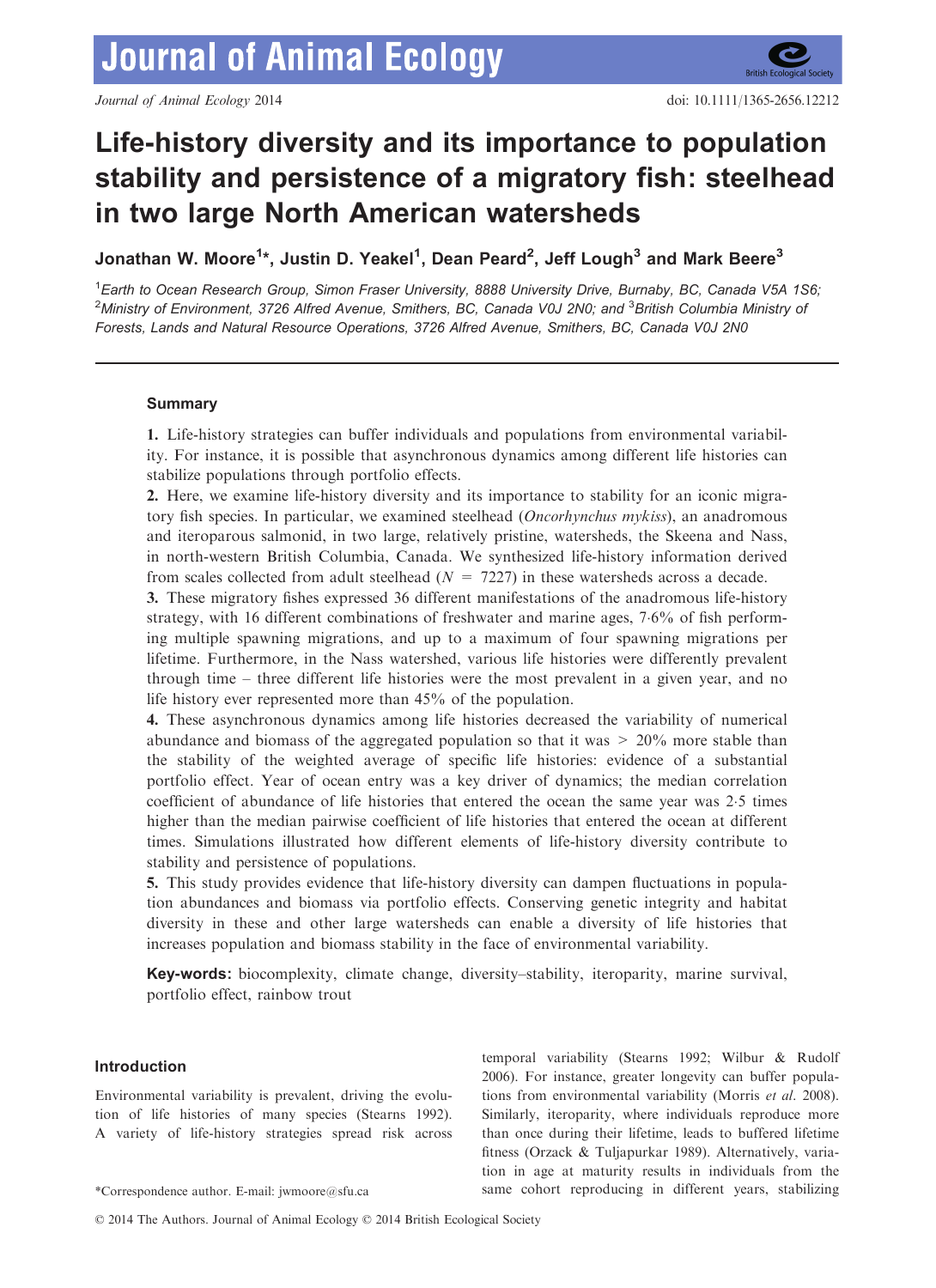# Life-history diversity and its importance to population stability and persistence of a migratory fish: steelhead in two large North American watersheds

**Jonathan W. Moore[1]\*, Justin D. Yeakel[1], Dean Peard[2], Jeff Lough[3] and Mark Beere[3]**

[1]*Earth to Ocean Research Group, Simon Fraser University, 8888 University Drive, Burnaby, BC, Canada V5A 1S6;* [2]*Ministry of Environment, 3726 Alfred Avenue, Smithers, BC, Canada V0J 2N0; and* [3]*British Columbia Ministry of Forests, Lands and Natural Resource Operations, 3726 Alfred Avenue, Smithers, BC, Canada V0J 2N0*

## Summary

**1.** Life-history strategies can buffer individuals and populations from environmental variability. For instance, it is possible that asynchronous dynamics among different life histories can stabilize populations through portfolio effects.

**2.** Here, we examine life-history diversity and its importance to stability for an iconic migratory fish species. In particular, we examined steelhead (*Oncorhynchus mykiss*), an anadromous and iteroparous salmonid, in two large, relatively pristine, watersheds, the Skeena and Nass, in north-western British Columbia, Canada. We synthesized life-history information derived from scales collected from adult steelhead ($N = 7227$) in these watersheds across a decade.

**3.** These migratory fishes expressed 36 different manifestations of the anadromous life-history strategy, with 16 different combinations of freshwater and marine ages, 7·6% of fish performing multiple spawning migrations, and up to a maximum of four spawning migrations per lifetime. Furthermore, in the Nass watershed, various life histories were differently prevalent through time – three different life histories were the most prevalent in a given year, and no life history ever represented more than 45% of the population.

**4.** These asynchronous dynamics among life histories decreased the variability of numerical abundance and biomass of the aggregated population so that it was > 20% more stable than the stability of the weighted average of specific life histories: evidence of a substantial portfolio effect. Year of ocean entry was a key driver of dynamics; the median correlation coefficient of abundance of life histories that entered the ocean the same year was 2·5 times higher than the median pairwise coefficient of life histories that entered the ocean at different times. Simulations illustrated how different elements of life-history diversity contribute to stability and persistence of populations.

**5.** This study provides evidence that life-history diversity can dampen fluctuations in population abundances and biomass via portfolio effects. Conserving genetic integrity and habitat diversity in these and other large watersheds can enable a diversity of life histories that increases population and biomass stability in the face of environmental variability.

**Key-words:** biocomplexity, climate change, diversity–stability, iteroparity, marine survival, portfolio effect, rainbow trout

## Introduction

Environmental variability is prevalent, driving the evolution of life histories of many species (Stearns 1992). A variety of life-history strategies spread risk across temporal variability (Stearns 1992; Wilbur & Rudolf 2006). For instance, greater longevity can buffer populations from environmental variability (Morris *et al.* 2008). Similarly, iteroparity, where individuals reproduce more than once during their lifetime, leads to buffered lifetime fitness (Orzack & Tuljapurkar 1989). Alternatively, variation in age at maturity results in individuals from the same cohort reproducing in different years, stabilizing

\*Correspondence author. E-mail: jwmoore@sfu.ca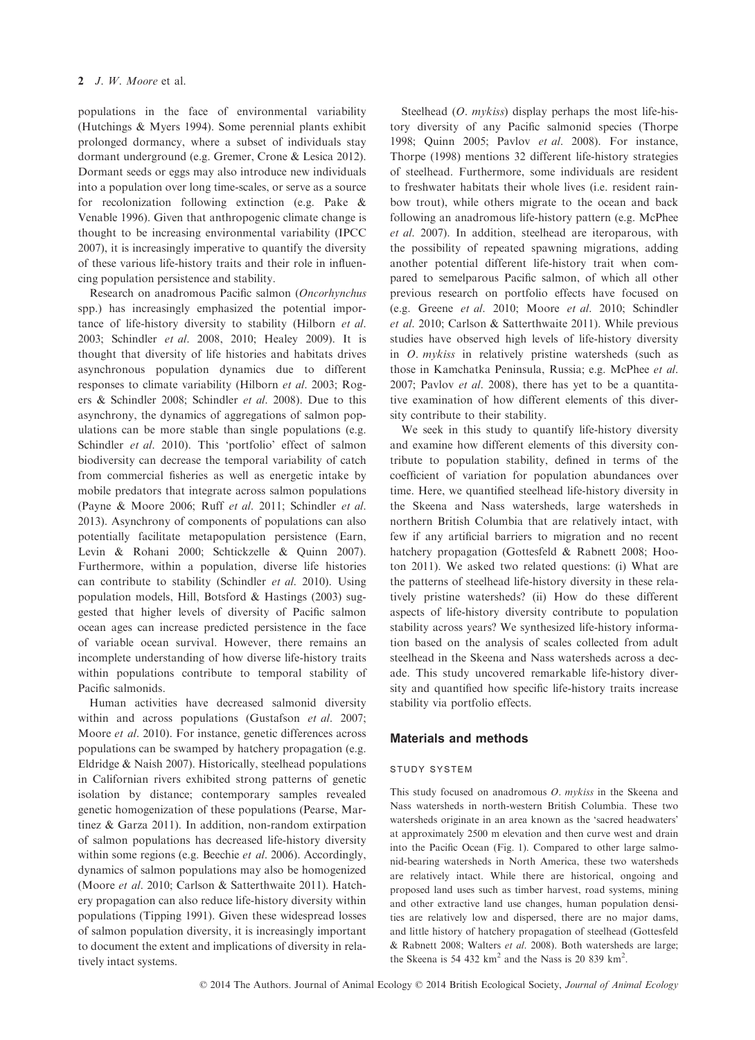populations in the face of environmental variability (Hutchings & Myers 1994). Some perennial plants exhibit prolonged dormancy, where a subset of individuals stay dormant underground (e.g. Gremer, Crone & Lesica 2012). Dormant seeds or eggs may also introduce new individuals into a population over long time-scales, or serve as a source for recolonization following extinction (e.g. Pake & Venable 1996). Given that anthropogenic climate change is thought to be increasing environmental variability (IPCC 2007), it is increasingly imperative to quantify the diversity of these various life-history traits and their role in influencing population persistence and stability.

Research on anadromous Pacific salmon (*Oncorhynchus* spp.) has increasingly emphasized the potential importance of life-history diversity to stability (Hilborn *et al.* 2003; Schindler *et al.* 2008, 2010; Healey 2009). It is thought that diversity of life histories and habitats drives asynchronous population dynamics due to different responses to climate variability (Hilborn *et al.* 2003; Rogers & Schindler 2008; Schindler *et al.* 2008). Due to this asynchrony, the dynamics of aggregations of salmon populations can be more stable than single populations (e.g. Schindler *et al.* 2010). This 'portfolio' effect of salmon biodiversity can decrease the temporal variability of catch from commercial fisheries as well as energetic intake by mobile predators that integrate across salmon populations (Payne & Moore 2006; Ruff *et al.* 2011; Schindler *et al.* 2013). Asynchrony of components of populations can also potentially facilitate metapopulation persistence (Earn, Levin & Rohani 2000; Schtickzelle & Quinn 2007). Furthermore, within a population, diverse life histories can contribute to stability (Schindler *et al.* 2010). Using population models, Hill, Botsford & Hastings (2003) suggested that higher levels of diversity of Pacific salmon ocean ages can increase predicted persistence in the face of variable ocean survival. However, there remains an incomplete understanding of how diverse life-history traits within populations contribute to temporal stability of Pacific salmonids.

Human activities have decreased salmonid diversity within and across populations (Gustafson *et al.* 2007; Moore *et al.* 2010). For instance, genetic differences across populations can be swamped by hatchery propagation (e.g. Eldridge & Naish 2007). Historically, steelhead populations in Californian rivers exhibited strong patterns of genetic isolation by distance; contemporary samples revealed genetic homogenization of these populations (Pearse, Martinez & Garza 2011). In addition, non-random extirpation of salmon populations has decreased life-history diversity within some regions (e.g. Beechie *et al.* 2006). Accordingly, dynamics of salmon populations may also be homogenized (Moore *et al.* 2010; Carlson & Satterthwaite 2011). Hatchery propagation can also reduce life-history diversity within populations (Tipping 1991). Given these widespread losses of salmon population diversity, it is increasingly important to document the extent and implications of diversity in relatively intact systems.

Steelhead (*O. mykiss*) display perhaps the most life-history diversity of any Pacific salmonid species (Thorpe 1998; Quinn 2005; Pavlov *et al.* 2008). For instance, Thorpe (1998) mentions 32 different life-history strategies of steelhead. Furthermore, some individuals are resident to freshwater habitats their whole lives (i.e. resident rainbow trout), while others migrate to the ocean and back following an anadromous life-history pattern (e.g. McPhee *et al.* 2007). In addition, steelhead are iteroparous, with the possibility of repeated spawning migrations, adding another potential different life-history trait when compared to semelparous Pacific salmon, of which all other previous research on portfolio effects have focused on (e.g. Greene *et al.* 2010; Moore *et al.* 2010; Schindler *et al.* 2010; Carlson & Satterthwaite 2011). While previous studies have observed high levels of life-history diversity in *O. mykiss* in relatively pristine watersheds (such as those in Kamchatka Peninsula, Russia; e.g. McPhee *et al.* 2007; Pavlov *et al.* 2008), there has yet to be a quantitative examination of how different elements of this diversity contribute to their stability.

We seek in this study to quantify life-history diversity and examine how different elements of this diversity contribute to population stability, defined in terms of the coefficient of variation for population abundances over time. Here, we quantified steelhead life-history diversity in the Skeena and Nass watersheds, large watersheds in northern British Columbia that are relatively intact, with few if any artificial barriers to migration and no recent hatchery propagation (Gottesfeld & Rabnett 2008; Hooton 2011). We asked two related questions: (i) What are the patterns of steelhead life-history diversity in these relatively pristine watersheds? (ii) How do these different aspects of life-history diversity contribute to population stability across years? We synthesized life-history information based on the analysis of scales collected from adult steelhead in the Skeena and Nass watersheds across a decade. This study uncovered remarkable life-history diversity and quantified how specific life-history traits increase stability via portfolio effects.

## Materials and methods

### STUDY SYSTEM

This study focused on anadromous *O. mykiss* in the Skeena and Nass watersheds in north-western British Columbia. These two watersheds originate in an area known as the 'sacred headwaters' at approximately 2500 m elevation and then curve west and drain into the Pacific Ocean (Fig. 1). Compared to other large salmonid-bearing watersheds in North America, these two watersheds are relatively intact. While there are historical, ongoing and proposed land uses such as timber harvest, road systems, mining and other extractive land use changes, human population densities are relatively low and dispersed, there are no major dams, and little history of hatchery propagation of steelhead (Gottesfeld & Rabnett 2008; Walters *et al.* 2008). Both watersheds are large; the Skeena is 54 432 $km^2$ and the Nass is 20 839 $km^2$.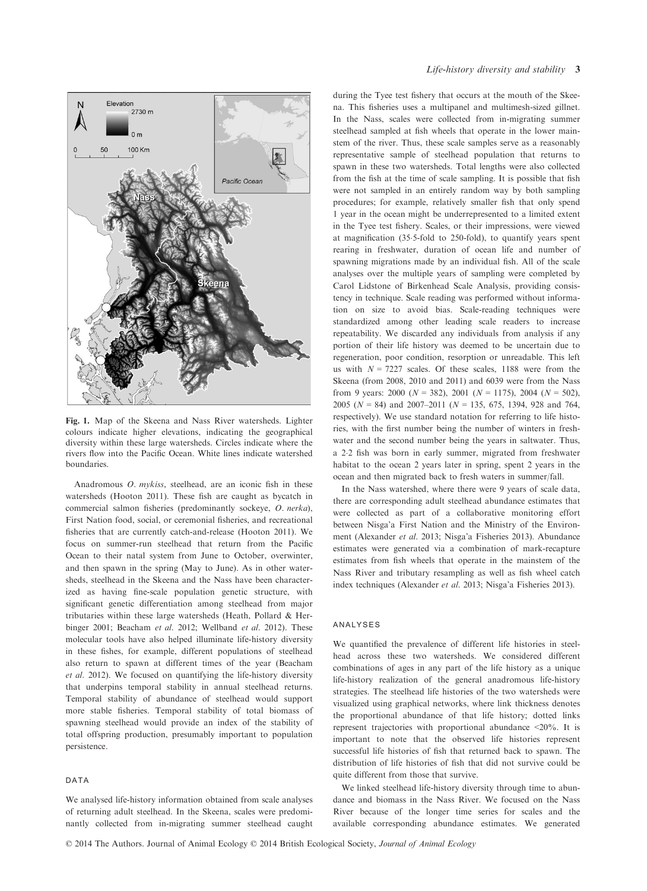Fig. 1. Map of the Skeena and Nass River watersheds. Lighter colours indicate higher elevations, indicating the geographical diversity within these large watersheds. Circles indicate where the rivers flow into the Pacific Ocean. White lines indicate watershed boundaries.

Anadromous *O. mykiss*, steelhead, are an iconic fish in these watersheds (Hooton 2011). These fish are caught as bycatch in commercial salmon fisheries (predominantly sockeye, *O. nerka*), First Nation food, social, or ceremonial fisheries, and recreational fisheries that are currently catch-and-release (Hooton 2011). We focus on summer-run steelhead that return from the Pacific Ocean to their natal system from June to October, overwinter, and then spawn in the spring (May to June). As in other watersheds, steelhead in the Skeena and the Nass have been characterized as having fine-scale population genetic structure, with significant genetic differentiation among steelhead from major tributaries within these large watersheds (Heath, Pollard & Herbinger 2001; Beacham *et al.* 2012; Wellband *et al.* 2012). These molecular tools have also helped illuminate life-history diversity in these fishes, for example, different populations of steelhead also return to spawn at different times of the year (Beacham *et al.* 2012). We focused on quantifying the life-history diversity that underpins temporal stability in annual steelhead returns. Temporal stability of abundance of steelhead would support more stable fisheries. Temporal stability of total biomass of spawning steelhead would provide an index of the stability of total offspring production, presumably important to population persistence.

## DATA

We analysed life-history information obtained from scale analyses of returning adult steelhead. In the Skeena, scales were predominantly collected from in-migrating summer steelhead caught during the Tyee test fishery that occurs at the mouth of the Skeena. This fisheries uses a multipanel and multimesh-sized gillnet. In the Nass, scales were collected from in-migrating summer steelhead sampled at fish wheels that operate in the lower mainstem of the river. Thus, these scale samples serve as a reasonably representative sample of steelhead population that returns to spawn in these two watersheds. Total lengths were also collected from the fish at the time of scale sampling. It is possible that fish were not sampled in an entirely random way by both sampling procedures; for example, relatively smaller fish that only spend 1 year in the ocean might be underrepresented to a limited extent in the Tyee test fishery. Scales, or their impressions, were viewed at magnification (35·5-fold to 250-fold), to quantify years spent rearing in freshwater, duration of ocean life and number of spawning migrations made by an individual fish. All of the scale analyses over the multiple years of sampling were completed by Carol Lidstone of Birkenhead Scale Analysis, providing consistency in technique. Scale reading was performed without information on size to avoid bias. Scale-reading techniques were standardized among other leading scale readers to increase repeatability. We discarded any individuals from analysis if any portion of their life history was deemed to be uncertain due to regeneration, poor condition, resorption or unreadable. This left us with $N = 7227$ scales. Of these scales, 1188 were from the Skeena (from 2008, 2010 and 2011) and 6039 were from the Nass from 9 years: 2000 ($N = 382$), 2001 ($N = 1175$), 2004 ($N = 502$), 2005 ($N = 84$) and 2007–2011 ($N = 135$, 675, 1394, 928 and 764, respectively). We use standard notation for referring to life histories, with the first number being the number of winters in freshwater and the second number being the years in saltwater. Thus, a 2.2 fish was born in early summer, migrated from freshwater habitat to the ocean 2 years later in spring, spent 2 years in the ocean and then migrated back to fresh waters in summer/fall.

In the Nass watershed, where there were 9 years of scale data, there are corresponding adult steelhead abundance estimates that were collected as part of a collaborative monitoring effort between Nisga'a First Nation and the Ministry of the Environment (Alexander *et al.* 2013; Nisga'a Fisheries 2013). Abundance estimates were generated via a combination of mark-recapture estimates from fish wheels that operate in the mainstem of the Nass River and tributary resampling as well as fish wheel catch index techniques (Alexander *et al.* 2013; Nisga'a Fisheries 2013).

## ANALYSES

We quantified the prevalence of different life histories in steelhead across these two watersheds. We considered different combinations of ages in any part of the life history as a unique life-history realization of the general anadromous life-history strategies. The steelhead life histories of the two watersheds were visualized using graphical networks, where link thickness denotes the proportional abundance of that life history; dotted links represent trajectories with proportional abundance <20%. It is important to note that the observed life histories represent successful life histories of fish that returned back to spawn. The distribution of life histories of fish that did not survive could be quite different from those that survive.

We linked steelhead life-history diversity through time to abundance and biomass in the Nass River. We focused on the Nass River because of the longer time series for scales and the available corresponding abundance estimates. We generated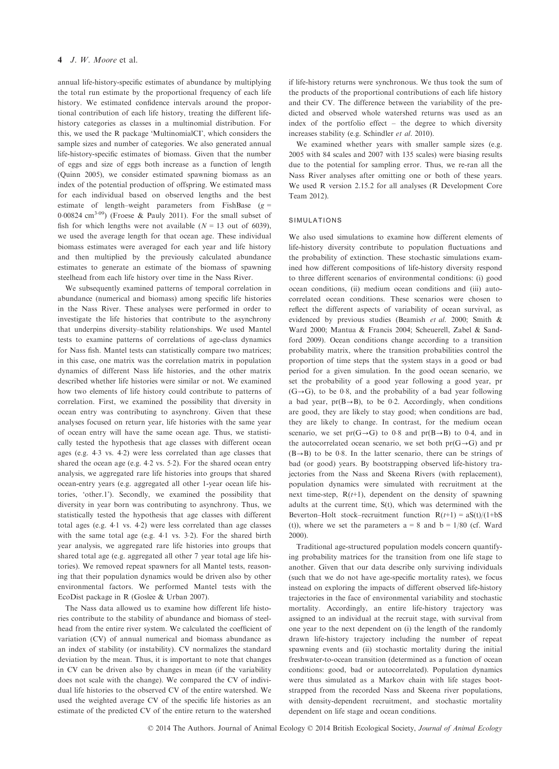annual life-history-specific estimates of abundance by multiplying the total run estimate by the proportional frequency of each life history. We estimated confidence intervals around the proportional contribution of each life history, treating the different life-history categories as classes in a multinomial distribution. For this, we used the R package 'MultinomialCI', which considers the sample sizes and number of categories. We also generated annual life-history-specific estimates of biomass. Given that the number of eggs and size of eggs both increase as a function of length (Quinn 2005), we consider estimated spawning biomass as an index of the potential production of offspring. We estimated mass for each individual based on observed lengths and the best estimate of length–weight parameters from FishBase ($g = 0{\cdot}00824\ \text{cm}^{3{\cdot}09}$) (Froese & Pauly 2011). For the small subset of fish for which lengths were not available ($N = 13$ out of 6039), we used the average length for that ocean age. These individual biomass estimates were averaged for each year and life history and then multiplied by the previously calculated abundance estimates to generate an estimate of the biomass of spawning steelhead from each life history over time in the Nass River.

We subsequently examined patterns of temporal correlation in abundance (numerical and biomass) among specific life histories in the Nass River. These analyses were performed in order to investigate the life histories that contribute to the asynchrony that underpins diversity–stability relationships. We used Mantel tests to examine patterns of correlations of age-class dynamics for Nass fish. Mantel tests can statistically compare two matrices; in this case, one matrix was the correlation matrix in population dynamics of different Nass life histories, and the other matrix described whether life histories were similar or not. We examined how two elements of life history could contribute to patterns of correlation. First, we examined the possibility that diversity in ocean entry was contributing to asynchrony. Given that these analyses focused on return year, life histories with the same year of ocean entry will have the same ocean age. Thus, we statistically tested the hypothesis that age classes with different ocean ages (e.g. 4·3 vs. 4·2) were less correlated than age classes that shared the ocean age (e.g. 4·2 vs. 5·2). For the shared ocean entry analysis, we aggregated rare life histories into groups that shared ocean-entry years (e.g. aggregated all other 1-year ocean life histories, 'other.1'). Secondly, we examined the possibility that diversity in year born was contributing to asynchrony. Thus, we statistically tested the hypothesis that age classes with different total ages (e.g. 4·1 vs. 4·2) were less correlated than age classes with the same total age (e.g. 4·1 vs. 3·2). For the shared birth year analysis, we aggregated rare life histories into groups that shared total age (e.g. aggregated all other 7 year total age life histories). We removed repeat spawners for all Mantel tests, reasoning that their population dynamics would be driven also by other environmental factors. We performed Mantel tests with the EcoDist package in R (Goslee & Urban 2007).

The Nass data allowed us to examine how different life histories contribute to the stability of abundance and biomass of steelhead from the entire river system. We calculated the coefficient of variation (CV) of annual numerical and biomass abundance as an index of stability (or instability). CV normalizes the standard deviation by the mean. Thus, it is important to note that changes in CV can be driven also by changes in mean (if the variability does not scale with the change). We compared the CV of individual life histories to the observed CV of the entire watershed. We used the weighted average CV of the specific life histories as an estimate of the predicted CV of the entire return to the watershed if life-history returns were synchronous. We thus took the sum of the products of the proportional contributions of each life history and their CV. The difference between the variability of the predicted and observed whole watershed returns was used as an index of the portfolio effect – the degree to which diversity increases stability (e.g. Schindler *et al.* 2010).

We examined whether years with smaller sample sizes (e.g. 2005 with 84 scales and 2007 with 135 scales) were biasing results due to the potential for sampling error. Thus, we re-ran all the Nass River analyses after omitting one or both of these years. We used R version 2.15.2 for all analyses (R Development Core Team 2012).

### SIMULATIONS

We also used simulations to examine how different elements of life-history diversity contribute to population fluctuations and the probability of extinction. These stochastic simulations examined how different compositions of life-history diversity respond to three different scenarios of environmental conditions: (i) good ocean conditions, (ii) medium ocean conditions and (iii) autocorrelated ocean conditions. These scenarios were chosen to reflect the different aspects of variability of ocean survival, as evidenced by previous studies (Beamish *et al.* 2000; Smith & Ward 2000; Mantua & Francis 2004; Scheuerell, Zabel & Sandford 2009). Ocean conditions change according to a transition probability matrix, where the transition probabilities control the proportion of time steps that the system stays in a good or bad period for a given simulation. In the good ocean scenario, we set the probability of a good year following a good year, pr (G→G), to be 0·8, and the probability of a bad year following a bad year, pr(B→B), to be 0·2. Accordingly, when conditions are good, they are likely to stay good; when conditions are bad, they are likely to change. In contrast, for the medium ocean scenario, we set pr(G→G) to 0·8 and pr(B→B) to 0·4, and in the autocorrelated ocean scenario, we set both pr(G→G) and pr (B→B) to be 0·8. In the latter scenario, there can be strings of bad (or good) years. By bootstrapping observed life-history trajectories from the Nass and Skeena Rivers (with replacement), population dynamics were simulated with recruitment at the next time-step, $R(t+1)$, dependent on the density of spawning adults at the current time, $S(t)$, which was determined with the Beverton–Holt stock–recruitment function $R(t+1) = aS(t)/(1+bS(t))$, where we set the parameters $a = 8$ and $b = 1/80$ (cf. Ward 2000).

Traditional age-structured population models concern quantifying probability matrices for the transition from one life stage to another. Given that our data describe only surviving individuals (such that we do not have age-specific mortality rates), we focus instead on exploring the impacts of different observed life-history trajectories in the face of environmental variability and stochastic mortality. Accordingly, an entire life-history trajectory was assigned to an individual at the recruit stage, with survival from one year to the next dependent on (i) the length of the randomly drawn life-history trajectory including the number of repeat spawning events and (ii) stochastic mortality during the initial freshwater-to-ocean transition (determined as a function of ocean conditions: good, bad or autocorrelated). Population dynamics were thus simulated as a Markov chain with life stages bootstrapped from the recorded Nass and Skeena river populations, with density-dependent recruitment, and stochastic mortality dependent on life stage and ocean conditions.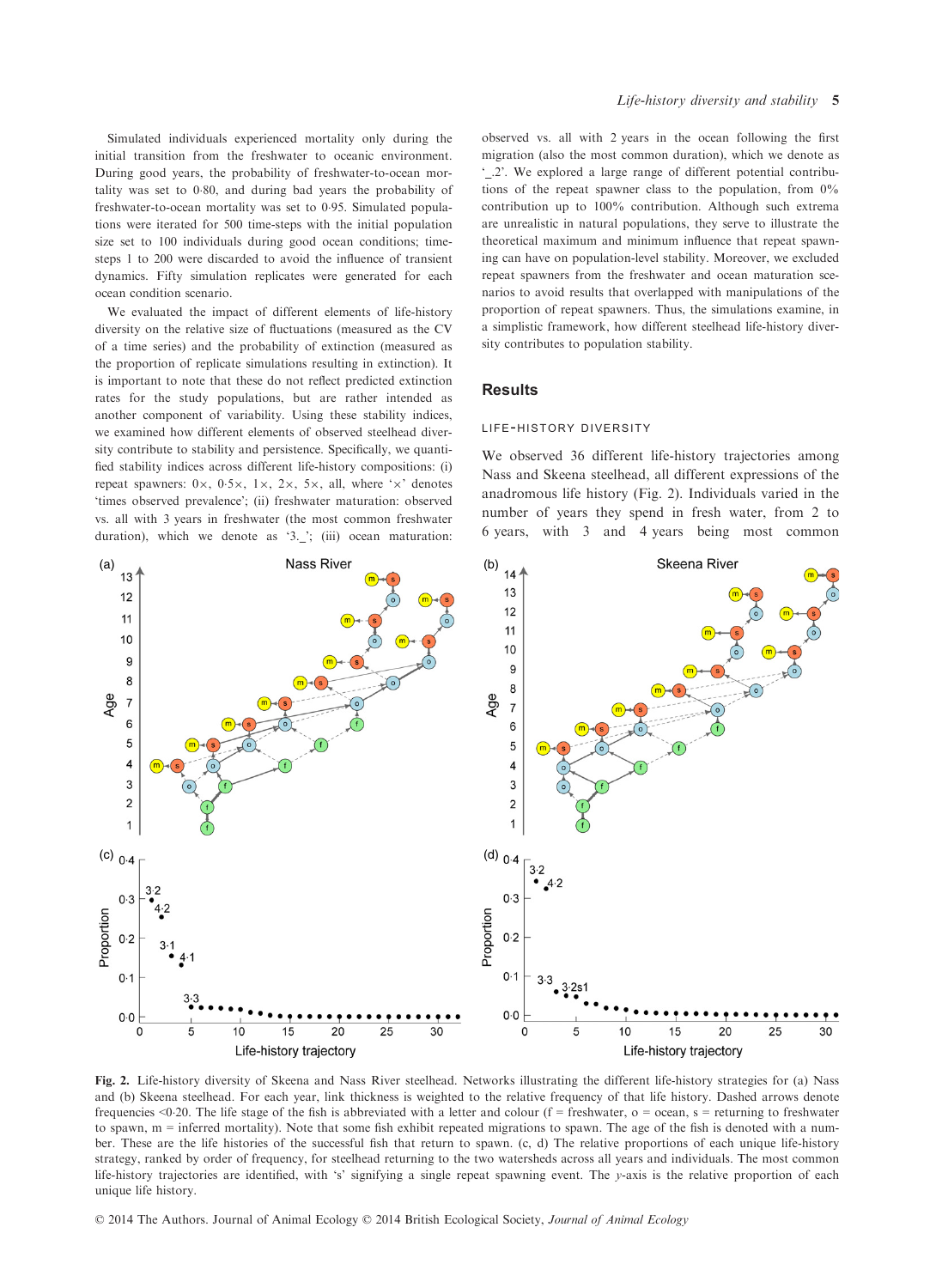Simulated individuals experienced mortality only during the initial transition from the freshwater to oceanic environment. During good years, the probability of freshwater-to-ocean mortality was set to 0·80, and during bad years the probability of freshwater-to-ocean mortality was set to 0·95. Simulated populations were iterated for 500 time-steps with the initial population size set to 100 individuals during good ocean conditions; time-steps 1 to 200 were discarded to avoid the influence of transient dynamics. Fifty simulation replicates were generated for each ocean condition scenario.

We evaluated the impact of different elements of life-history diversity on the relative size of fluctuations (measured as the CV of a time series) and the probability of extinction (measured as the proportion of replicate simulations resulting in extinction). It is important to note that these do not reflect predicted extinction rates for the study populations, but are rather intended as another component of variability. Using these stability indices, we examined how different elements of observed steelhead diversity contribute to stability and persistence. Specifically, we quantified stability indices across different life-history compositions: (i) repeat spawners: 0×, 0·5×, 1×, 2×, 5×, all, where '×' denotes 'times observed prevalence'; (ii) freshwater maturation: observed vs. all with 3 years in freshwater (the most common freshwater duration), which we denote as '3._'; (iii) ocean maturation: observed vs. all with 2 years in the ocean following the first migration (also the most common duration), which we denote as '_.2'. We explored a large range of different potential contributions of the repeat spawner class to the population, from 0% contribution up to 100% contribution. Although such extrema are unrealistic in natural populations, they serve to illustrate the theoretical maximum and minimum influence that repeat spawning can have on population-level stability. Moreover, we excluded repeat spawners from the freshwater and ocean maturation scenarios to avoid results that overlapped with manipulations of the proportion of repeat spawners. Thus, the simulations examine, in a simplistic framework, how different steelhead life-history diversity contributes to population stability.

## Results

### LIFE-HISTORY DIVERSITY

We observed 36 different life-history trajectories among Nass and Skeena steelhead, all different expressions of the anadromous life history (Fig. 2). Individuals varied in the number of years they spend in fresh water, from 2 to 6 years, with 3 and 4 years being most common

**Fig. 2.** Life-history diversity of Skeena and Nass River steelhead. Networks illustrating the different life-history strategies for (a) Nass and (b) Skeena steelhead. For each year, link thickness is weighted to the relative frequency of that life history. Dashed arrows denote frequencies <0·20. The life stage of the fish is abbreviated with a letter and colour (f = freshwater, o = ocean, s = returning to freshwater to spawn, m = inferred mortality). Note that some fish exhibit repeated migrations to spawn. The age of the fish is denoted with a number. These are the life histories of the successful fish that return to spawn. (c, d) The relative proportions of each unique life-history strategy, ranked by order of frequency, for steelhead returning to the two watersheds across all years and individuals. The most common life-history trajectories are identified, with 's' signifying a single repeat spawning event. The y-axis is the relative proportion of each unique life history.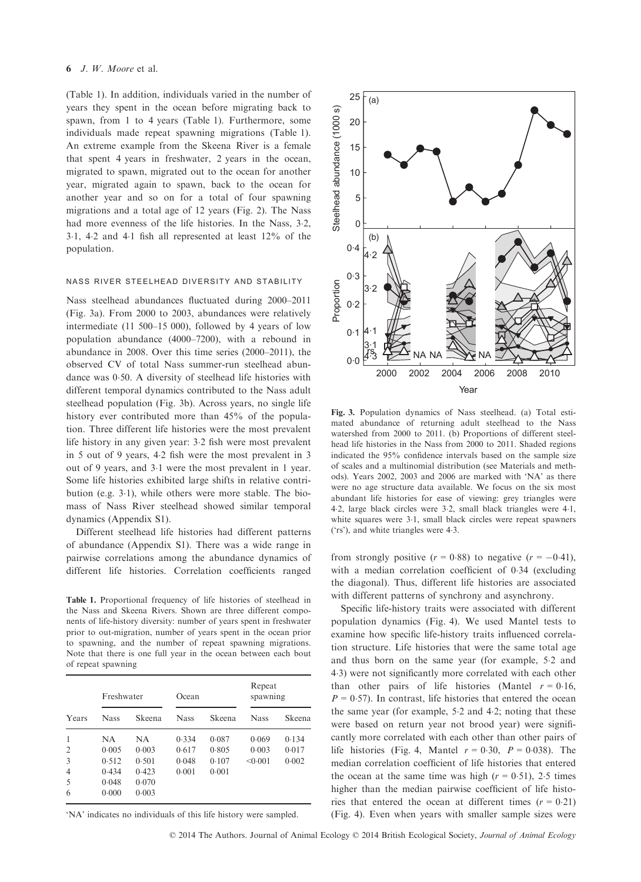(Table 1). In addition, individuals varied in the number of years they spent in the ocean before migrating back to spawn, from 1 to 4 years (Table 1). Furthermore, some individuals made repeat spawning migrations (Table 1). An extreme example from the Skeena River is a female that spent 4 years in freshwater, 2 years in the ocean, migrated to spawn, migrated out to the ocean for another year, migrated again to spawn, back to the ocean for another year and so on for a total of four spawning migrations and a total age of 12 years (Fig. 2). The Nass had more evenness of the life histories. In the Nass, 3·2, 3·1, 4·2 and 4·1 fish all represented at least 12% of the population.

### NASS RIVER STEELHEAD DIVERSITY AND STABILITY

Nass steelhead abundances fluctuated during 2000–2011 (Fig. 3a). From 2000 to 2003, abundances were relatively intermediate (11 500–15 000), followed by 4 years of low population abundance (4000–7200), with a rebound in abundance in 2008. Over this time series (2000–2011), the observed CV of total Nass summer-run steelhead abundance was 0·50. A diversity of steelhead life histories with different temporal dynamics contributed to the Nass adult steelhead population (Fig. 3b). Across years, no single life history ever contributed more than 45% of the population. Three different life histories were the most prevalent life history in any given year: 3·2 fish were most prevalent in 5 out of 9 years, 4·2 fish were the most prevalent in 3 out of 9 years, and 3·1 were the most prevalent in 1 year. Some life histories exhibited large shifts in relative contribution (e.g. 3·1), while others were more stable. The biomass of Nass River steelhead showed similar temporal dynamics (Appendix S1).

Different steelhead life histories had different patterns of abundance (Appendix S1). There was a wide range in pairwise correlations among the abundance dynamics of different life histories. Correlation coefficients ranged from strongly positive ($r = 0{\cdot}88$) to negative ($r = -0{\cdot}41$), with a median correlation coefficient of 0·34 (excluding the diagonal). Thus, different life histories are associated with different patterns of synchrony and asynchrony.

**Table 1.** Proportional frequency of life histories of steelhead in the Nass and Skeena Rivers. Shown are three different components of life-history diversity: number of years spent in freshwater prior to out-migration, number of years spent in the ocean prior to spawning, and the number of repeat spawning migrations. Note that there is one full year in the ocean between each bout of repeat spawning

| | Freshwater | | Ocean | | Repeat spawning | |
|---|---|---|---|---|---|---|
| Years | Nass | Skeena | Nass | Skeena | Nass | Skeena |
| 1 | NA | NA | 0·334 | 0·087 | 0·069 | 0·134 |
| 2 | 0·005 | 0·003 | 0·617 | 0·805 | 0·003 | 0·017 |
| 3 | 0·512 | 0·501 | 0·048 | 0·107 | <0·001 | 0·002 |
| 4 | 0·434 | 0·423 | 0·001 | 0·001 | | |
| 5 | 0·048 | 0·070 | | | | |
| 6 | 0·000 | 0·003 | | | | |

'NA' indicates no individuals of this life history were sampled.

**Fig. 3.** Population dynamics of Nass steelhead. (a) Total estimated abundance of returning adult steelhead to the Nass watershed from 2000 to 2011. (b) Proportions of different steelhead life histories in the Nass from 2000 to 2011. Shaded regions indicated the 95% confidence intervals based on the sample size of scales and a multinomial distribution (see Materials and methods). Years 2002, 2003 and 2006 are marked with 'NA' as there were no age structure data available. We focus on the six most abundant life histories for ease of viewing: grey triangles were 4·2, large black circles were 3·2, small black triangles were 4·1, white squares were 3·1, small black circles were repeat spawners ('rs'), and white triangles were 4·3.

Specific life-history traits were associated with different population dynamics (Fig. 4). We used Mantel tests to examine how specific life-history traits influenced correlation structure. Life histories that were the same total age and thus born on the same year (for example, 5·2 and 4·3) were not significantly more correlated with each other than other pairs of life histories (Mantel $r = 0{\cdot}16$, $P = 0{\cdot}57$). In contrast, life histories that entered the ocean the same year (for example, 5·2 and 4·2; noting that these were based on return year not brood year) were significantly more correlated with each other than other pairs of life histories (Fig. 4, Mantel $r = 0{\cdot}30$, $P = 0{\cdot}038$). The median correlation coefficient of life histories that entered the ocean at the same time was high ($r = 0{\cdot}51$), 2·5 times higher than the median pairwise coefficient of life histories that entered the ocean at different times ($r = 0{\cdot}21$) (Fig. 4). Even when years with smaller sample sizes were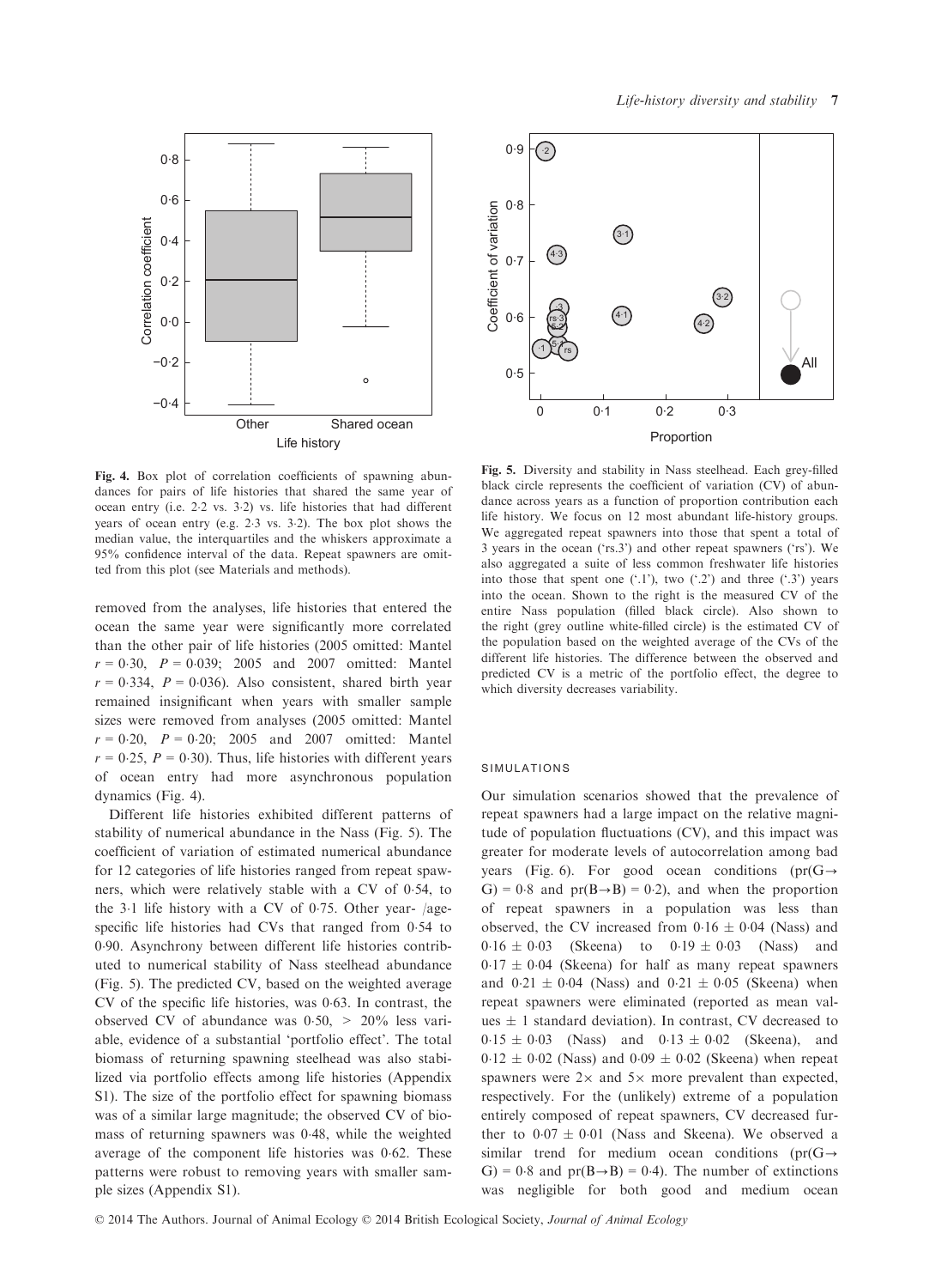Fig. 4. Box plot of correlation coefficients of spawning abundances for pairs of life histories that shared the same year of ocean entry (i.e. 2·2 vs. 3·2) vs. life histories that had different years of ocean entry (e.g. 2·3 vs. 3·2). The box plot shows the median value, the interquartiles and the whiskers approximate a 95% confidence interval of the data. Repeat spawners are omitted from this plot (see Materials and methods).

Fig. 5. Diversity and stability in Nass steelhead. Each grey-filled black circle represents the coefficient of variation (CV) of abundance across years as a function of proportion contribution each life history. We focus on 12 most abundant life-history groups. We aggregated repeat spawners into those that spent a total of 3 years in the ocean ('rs.3') and other repeat spawners ('rs'). We also aggregated a suite of less common freshwater life histories into those that spent one ('.1'), two ('.2') and three ('.3') years into the ocean. Shown to the right is the measured CV of the entire Nass population (filled black circle). Also shown to the right (grey outline white-filled circle) is the estimated CV of the population based on the weighted average of the CVs of the different life histories. The difference between the observed and predicted CV is a metric of the portfolio effect, the degree to which diversity decreases variability.

removed from the analyses, life histories that entered the ocean the same year were significantly more correlated than the other pair of life histories (2005 omitted: Mantel $r = 0{\cdot}30$, $P = 0{\cdot}039$; 2005 and 2007 omitted: Mantel $r = 0{\cdot}334$, $P = 0{\cdot}036$). Also consistent, shared birth year remained insignificant when years with smaller sample sizes were removed from analyses (2005 omitted: Mantel $r = 0{\cdot}20$, $P = 0{\cdot}20$; 2005 and 2007 omitted: Mantel $r = 0{\cdot}25$, $P = 0{\cdot}30$). Thus, life histories with different years of ocean entry had more asynchronous population dynamics (Fig. 4).

Different life histories exhibited different patterns of stability of numerical abundance in the Nass (Fig. 5). The coefficient of variation of estimated numerical abundance for 12 categories of life histories ranged from repeat spawners, which were relatively stable with a CV of 0·54, to the 3·1 life history with a CV of 0·75. Other year- /age-specific life histories had CVs that ranged from 0·54 to 0·90. Asynchrony between different life histories contributed to numerical stability of Nass steelhead abundance (Fig. 5). The predicted CV, based on the weighted average CV of the specific life histories, was 0·63. In contrast, the observed CV of abundance was 0·50, > 20% less variable, evidence of a substantial 'portfolio effect'. The total biomass of returning spawning steelhead was also stabilized via portfolio effects among life histories (Appendix S1). The size of the portfolio effect for spawning biomass was of a similar large magnitude; the observed CV of biomass of returning spawners was 0·48, while the weighted average of the component life histories was 0·62. These patterns were robust to removing years with smaller sample sizes (Appendix S1).

### SIMULATIONS

Our simulation scenarios showed that the prevalence of repeat spawners had a large impact on the relative magnitude of population fluctuations (CV), and this impact was greater for moderate levels of autocorrelation among bad years (Fig. 6). For good ocean conditions ($\text{pr}(G \rightarrow G) = 0{\cdot}8$ and $\text{pr}(B \rightarrow B) = 0{\cdot}2$), and when the proportion of repeat spawners in a population was less than observed, the CV increased from $0{\cdot}16 \pm 0{\cdot}04$ (Nass) and $0{\cdot}16 \pm 0{\cdot}03$ (Skeena) to $0{\cdot}19 \pm 0{\cdot}03$ (Nass) and $0{\cdot}17 \pm 0{\cdot}04$ (Skeena) for half as many repeat spawners and $0{\cdot}21 \pm 0{\cdot}04$ (Nass) and $0{\cdot}21 \pm 0{\cdot}05$ (Skeena) when repeat spawners were eliminated (reported as mean values $\pm$ 1 standard deviation). In contrast, CV decreased to $0{\cdot}15 \pm 0{\cdot}03$ (Nass) and $0{\cdot}13 \pm 0{\cdot}02$ (Skeena), and $0{\cdot}12 \pm 0{\cdot}02$ (Nass) and $0{\cdot}09 \pm 0{\cdot}02$ (Skeena) when repeat spawners were $2\times$ and $5\times$ more prevalent than expected, respectively. For the (unlikely) extreme of a population entirely composed of repeat spawners, CV decreased further to $0{\cdot}07 \pm 0{\cdot}01$ (Nass and Skeena). We observed a similar trend for medium ocean conditions ($\text{pr}(G \rightarrow G) = 0{\cdot}8$ and $\text{pr}(B \rightarrow B) = 0{\cdot}4$). The number of extinctions was negligible for both good and medium ocean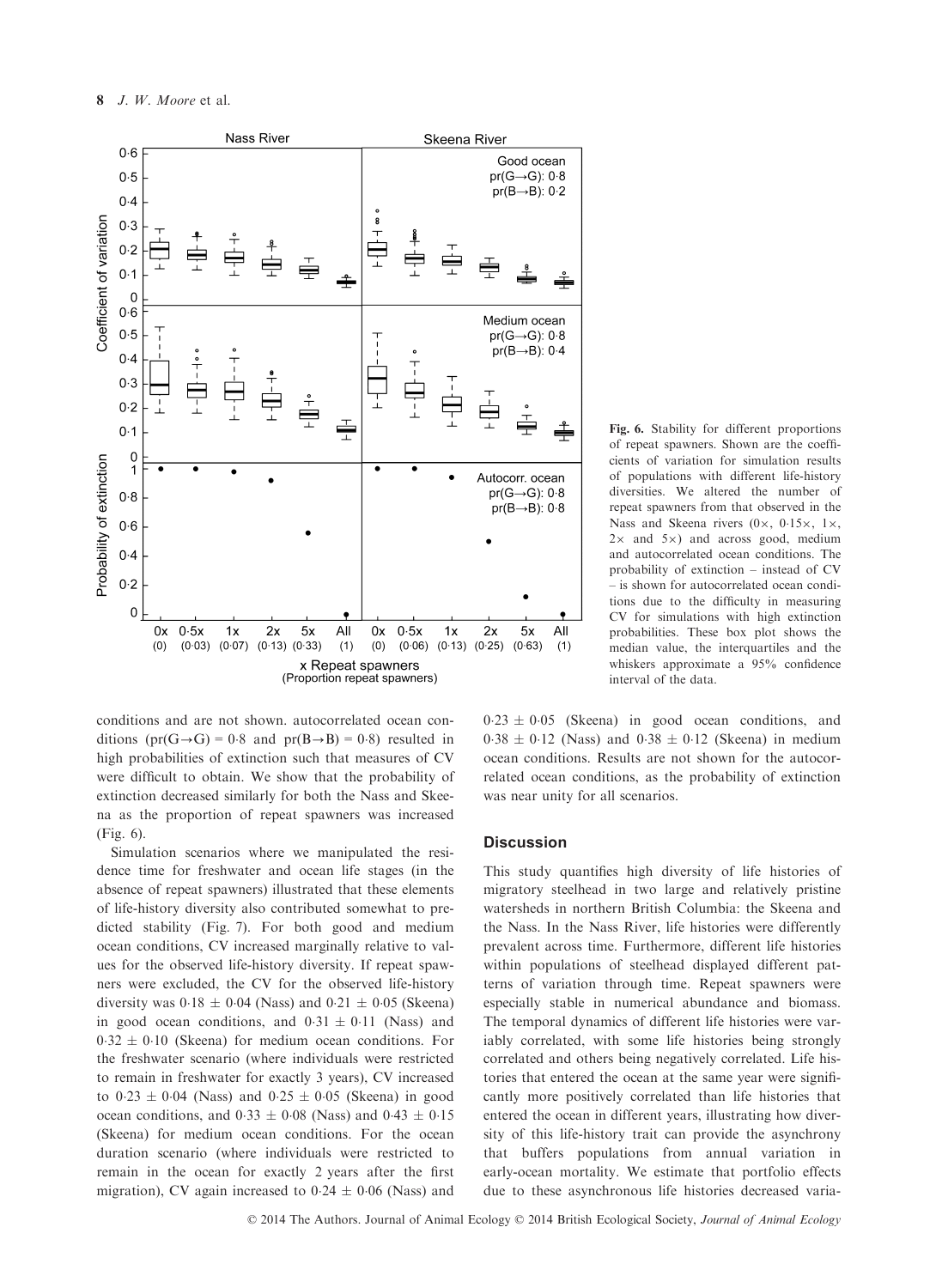Fig. 6. Stability for different proportions of repeat spawners. Shown are the coefficients of variation for simulation results of populations with different life-history diversities. We altered the number of repeat spawners from that observed in the Nass and Skeena rivers (0×, 0·15×, 1×, 2× and 5×) and across good, medium and autocorrelated ocean conditions. The probability of extinction – instead of CV – is shown for autocorrelated ocean conditions due to the difficulty in measuring CV for simulations with high extinction probabilities. These box plot shows the median value, the interquartiles and the whiskers approximate a 95% confidence interval of the data.

conditions and are not shown. autocorrelated ocean conditions (pr(G→G) = 0·8 and pr(B→B) = 0·8) resulted in high probabilities of extinction such that measures of CV were difficult to obtain. We show that the probability of extinction decreased similarly for both the Nass and Skeena as the proportion of repeat spawners was increased (Fig. 6).

Simulation scenarios where we manipulated the residence time for freshwater and ocean life stages (in the absence of repeat spawners) illustrated that these elements of life-history diversity also contributed somewhat to predicted stability (Fig. 7). For both good and medium ocean conditions, CV increased marginally relative to values for the observed life-history diversity. If repeat spawners were excluded, the CV for the observed life-history diversity was 0·18 ± 0·04 (Nass) and 0·21 ± 0·05 (Skeena) in good ocean conditions, and 0·31 ± 0·11 (Nass) and 0·32 ± 0·10 (Skeena) for medium ocean conditions. For the freshwater scenario (where individuals were restricted to remain in freshwater for exactly 3 years), CV increased to 0·23 ± 0·04 (Nass) and 0·25 ± 0·05 (Skeena) in good ocean conditions, and 0·33 ± 0·08 (Nass) and 0·43 ± 0·15 (Skeena) for medium ocean conditions. For the ocean duration scenario (where individuals were restricted to remain in the ocean for exactly 2 years after the first migration), CV again increased to 0·24 ± 0·06 (Nass) and 0·23 ± 0·05 (Skeena) in good ocean conditions, and 0·38 ± 0·12 (Nass) and 0·38 ± 0·12 (Skeena) in medium ocean conditions. Results are not shown for the autocorrelated ocean conditions, as the probability of extinction was near unity for all scenarios.

## Discussion

This study quantifies high diversity of life histories of migratory steelhead in two large and relatively pristine watersheds in northern British Columbia: the Skeena and the Nass. In the Nass River, life histories were differently prevalent across time. Furthermore, different life histories within populations of steelhead displayed different patterns of variation through time. Repeat spawners were especially stable in numerical abundance and biomass. The temporal dynamics of different life histories were variably correlated, with some life histories being strongly correlated and others being negatively correlated. Life histories that entered the ocean at the same year were significantly more positively correlated than life histories that entered the ocean in different years, illustrating how diversity of this life-history trait can provide the asynchrony that buffers populations from annual variation in early-ocean mortality. We estimate that portfolio effects due to these asynchronous life histories decreased varia-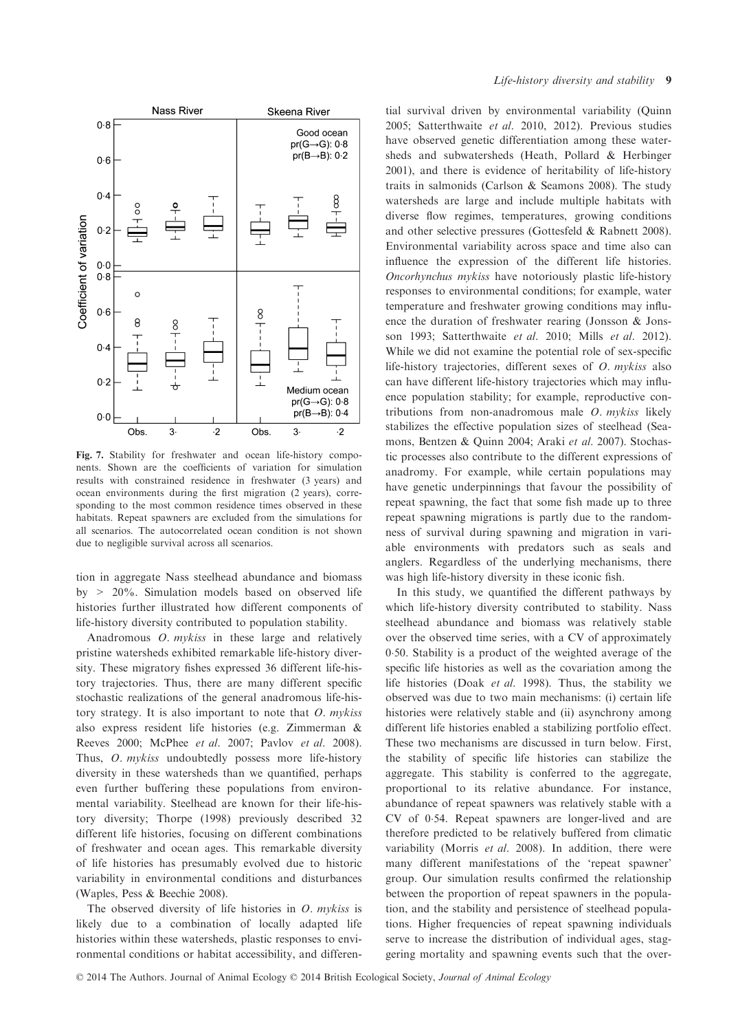Fig. 7. Stability for freshwater and ocean life-history components. Shown are the coefficients of variation for simulation results with constrained residence in freshwater (3 years) and ocean environments during the first migration (2 years), corresponding to the most common residence times observed in these habitats. Repeat spawners are excluded from the simulations for all scenarios. The autocorrelated ocean condition is not shown due to negligible survival across all scenarios.

tion in aggregate Nass steelhead abundance and biomass by > 20%. Simulation models based on observed life histories further illustrated how different components of life-history diversity contributed to population stability.

Anadromous *O. mykiss* in these large and relatively pristine watersheds exhibited remarkable life-history diversity. These migratory fishes expressed 36 different life-history trajectories. Thus, there are many different specific stochastic realizations of the general anadromous life-history strategy. It is also important to note that *O. mykiss* also express resident life histories (e.g. Zimmerman & Reeves 2000; McPhee *et al.* 2007; Pavlov *et al.* 2008). Thus, *O. mykiss* undoubtedly possess more life-history diversity in these watersheds than we quantified, perhaps even further buffering these populations from environmental variability. Steelhead are known for their life-history diversity; Thorpe (1998) previously described 32 different life histories, focusing on different combinations of freshwater and ocean ages. This remarkable diversity of life histories has presumably evolved due to historic variability in environmental conditions and disturbances (Waples, Pess & Beechie 2008).

The observed diversity of life histories in *O. mykiss* is likely due to a combination of locally adapted life histories within these watersheds, plastic responses to environmental conditions or habitat accessibility, and differential survival driven by environmental variability (Quinn 2005; Satterthwaite *et al.* 2010, 2012). Previous studies have observed genetic differentiation among these watersheds and subwatersheds (Heath, Pollard & Herbinger 2001), and there is evidence of heritability of life-history traits in salmonids (Carlson & Seamons 2008). The study watersheds are large and include multiple habitats with diverse flow regimes, temperatures, growing conditions and other selective pressures (Gottesfeld & Rabnett 2008). Environmental variability across space and time also can influence the expression of the different life histories. *Oncorhynchus mykiss* have notoriously plastic life-history responses to environmental conditions; for example, water temperature and freshwater growing conditions may influence the duration of freshwater rearing (Jonsson & Jonsson 1993; Satterthwaite *et al.* 2010; Mills *et al.* 2012). While we did not examine the potential role of sex-specific life-history trajectories, different sexes of *O. mykiss* also can have different life-history trajectories which may influence population stability; for example, reproductive contributions from non-anadromous male *O. mykiss* likely stabilizes the effective population sizes of steelhead (Seamons, Bentzen & Quinn 2004; Araki *et al.* 2007). Stochastic processes also contribute to the different expressions of anadromy. For example, while certain populations may have genetic underpinnings that favour the possibility of repeat spawning, the fact that some fish made up to three repeat spawning migrations is partly due to the randomness of survival during spawning and migration in variable environments with predators such as seals and anglers. Regardless of the underlying mechanisms, there was high life-history diversity in these iconic fish.

In this study, we quantified the different pathways by which life-history diversity contributed to stability. Nass steelhead abundance and biomass was relatively stable over the observed time series, with a CV of approximately 0·50. Stability is a product of the weighted average of the specific life histories as well as the covariation among the life histories (Doak *et al.* 1998). Thus, the stability we observed was due to two main mechanisms: (i) certain life histories were relatively stable and (ii) asynchrony among different life histories enabled a stabilizing portfolio effect. These two mechanisms are discussed in turn below. First, the stability of specific life histories can stabilize the aggregate. This stability is conferred to the aggregate, proportional to its relative abundance. For instance, abundance of repeat spawners was relatively stable with a CV of 0·54. Repeat spawners are longer-lived and are therefore predicted to be relatively buffered from climatic variability (Morris *et al.* 2008). In addition, there were many different manifestations of the 'repeat spawner' group. Our simulation results confirmed the relationship between the proportion of repeat spawners in the population, and the stability and persistence of steelhead populations. Higher frequencies of repeat spawning individuals serve to increase the distribution of individual ages, staggering mortality and spawning events such that the over-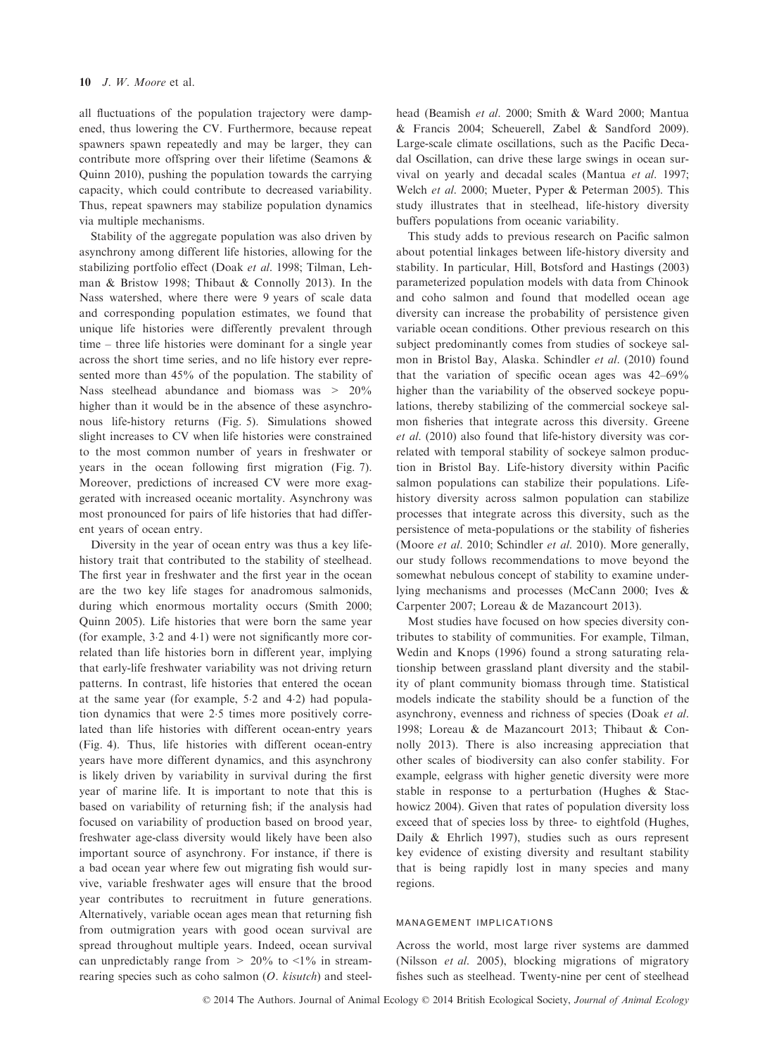all fluctuations of the population trajectory were dampened, thus lowering the CV. Furthermore, because repeat spawners spawn repeatedly and may be larger, they can contribute more offspring over their lifetime (Seamons & Quinn 2010), pushing the population towards the carrying capacity, which could contribute to decreased variability. Thus, repeat spawners may stabilize population dynamics via multiple mechanisms.

Stability of the aggregate population was also driven by asynchrony among different life histories, allowing for the stabilizing portfolio effect (Doak *et al*. 1998; Tilman, Lehman & Bristow 1998; Thibaut & Connolly 2013). In the Nass watershed, where there were 9 years of scale data and corresponding population estimates, we found that unique life histories were differently prevalent through time – three life histories were dominant for a single year across the short time series, and no life history ever represented more than 45% of the population. The stability of Nass steelhead abundance and biomass was > 20% higher than it would be in the absence of these asynchronous life-history returns (Fig. 5). Simulations showed slight increases to CV when life histories were constrained to the most common number of years in freshwater or years in the ocean following first migration (Fig. 7). Moreover, predictions of increased CV were more exaggerated with increased oceanic mortality. Asynchrony was most pronounced for pairs of life histories that had different years of ocean entry.

Diversity in the year of ocean entry was thus a key life-history trait that contributed to the stability of steelhead. The first year in freshwater and the first year in the ocean are the two key life stages for anadromous salmonids, during which enormous mortality occurs (Smith 2000; Quinn 2005). Life histories that were born the same year (for example, 3·2 and 4·1) were not significantly more correlated than life histories born in different year, implying that early-life freshwater variability was not driving return patterns. In contrast, life histories that entered the ocean at the same year (for example, 5·2 and 4·2) had population dynamics that were 2·5 times more positively correlated than life histories with different ocean-entry years (Fig. 4). Thus, life histories with different ocean-entry years have more different dynamics, and this asynchrony is likely driven by variability in survival during the first year of marine life. It is important to note that this is based on variability of returning fish; if the analysis had focused on variability of production based on brood year, freshwater age-class diversity would likely have been also important source of asynchrony. For instance, if there is a bad ocean year where few out migrating fish would survive, variable freshwater ages will ensure that the brood year contributes to recruitment in future generations. Alternatively, variable ocean ages mean that returning fish from outmigration years with good ocean survival are spread throughout multiple years. Indeed, ocean survival can unpredictably range from > 20% to <1% in stream-rearing species such as coho salmon (*O. kisutch*) and steelhead (Beamish *et al*. 2000; Smith & Ward 2000; Mantua & Francis 2004; Scheuerell, Zabel & Sandford 2009). Large-scale climate oscillations, such as the Pacific Decadal Oscillation, can drive these large swings in ocean survival on yearly and decadal scales (Mantua *et al*. 1997; Welch *et al*. 2000; Mueter, Pyper & Peterman 2005). This study illustrates that in steelhead, life-history diversity buffers populations from oceanic variability.

This study adds to previous research on Pacific salmon about potential linkages between life-history diversity and stability. In particular, Hill, Botsford and Hastings (2003) parameterized population models with data from Chinook and coho salmon and found that modelled ocean age diversity can increase the probability of persistence given variable ocean conditions. Other previous research on this subject predominantly comes from studies of sockeye salmon in Bristol Bay, Alaska. Schindler *et al*. (2010) found that the variation of specific ocean ages was 42–69% higher than the variability of the observed sockeye populations, thereby stabilizing of the commercial sockeye salmon fisheries that integrate across this diversity. Greene *et al*. (2010) also found that life-history diversity was correlated with temporal stability of sockeye salmon production in Bristol Bay. Life-history diversity within Pacific salmon populations can stabilize their populations. Life-history diversity across salmon population can stabilize processes that integrate across this diversity, such as the persistence of meta-populations or the stability of fisheries (Moore *et al*. 2010; Schindler *et al*. 2010). More generally, our study follows recommendations to move beyond the somewhat nebulous concept of stability to examine underlying mechanisms and processes (McCann 2000; Ives & Carpenter 2007; Loreau & de Mazancourt 2013).

Most studies have focused on how species diversity contributes to stability of communities. For example, Tilman, Wedin and Knops (1996) found a strong saturating relationship between grassland plant diversity and the stability of plant community biomass through time. Statistical models indicate the stability should be a function of the asynchrony, evenness and richness of species (Doak *et al*. 1998; Loreau & de Mazancourt 2013; Thibaut & Connolly 2013). There is also increasing appreciation that other scales of biodiversity can also confer stability. For example, eelgrass with higher genetic diversity were more stable in response to a perturbation (Hughes & Stachowicz 2004). Given that rates of population diversity loss exceed that of species loss by three- to eightfold (Hughes, Daily & Ehrlich 1997), studies such as ours represent key evidence of existing diversity and resultant stability that is being rapidly lost in many species and many regions.

### MANAGEMENT IMPLICATIONS

Across the world, most large river systems are dammed (Nilsson *et al*. 2005), blocking migrations of migratory fishes such as steelhead. Twenty-nine per cent of steelhead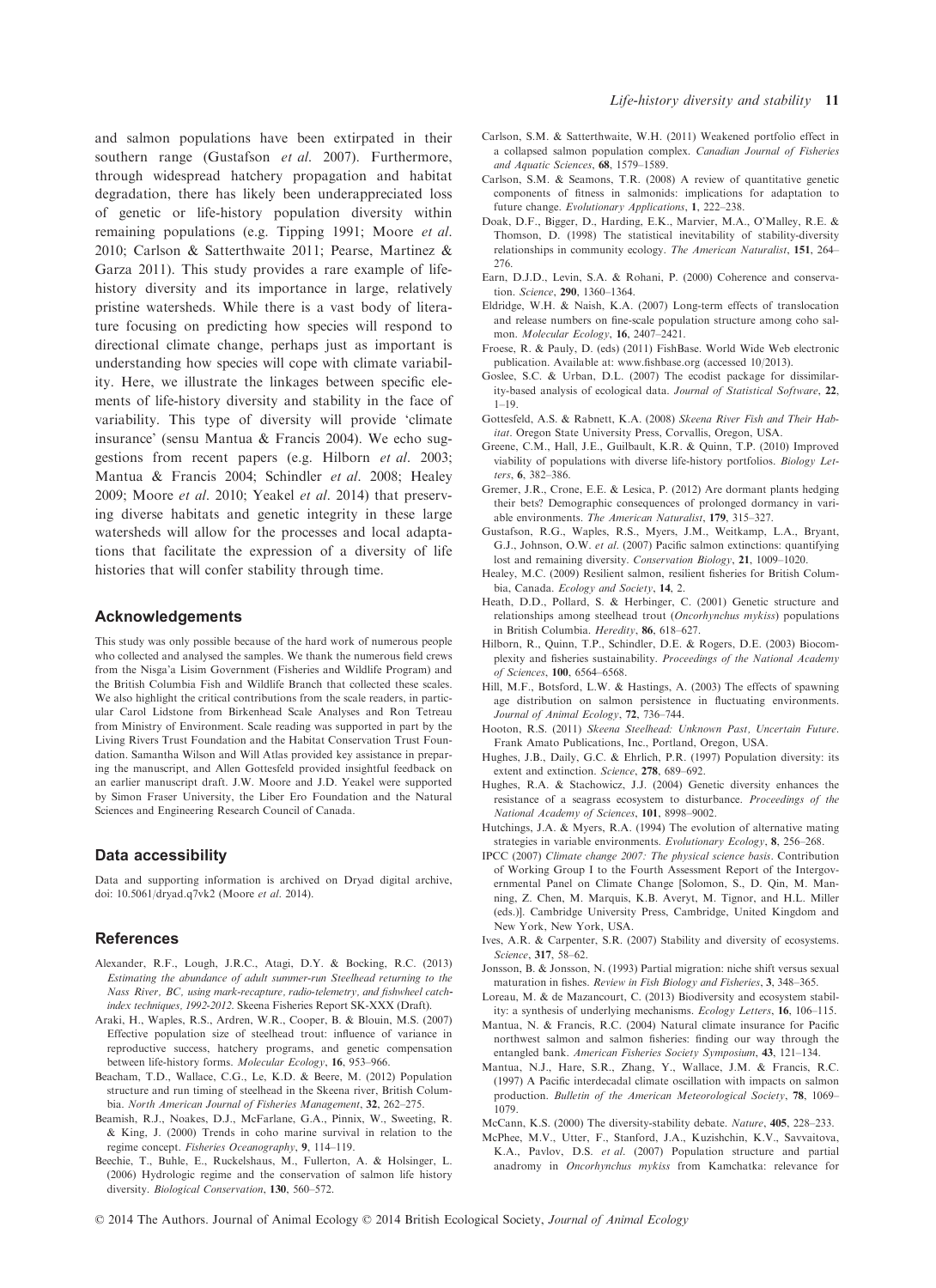and salmon populations have been extirpated in their southern range (Gustafson *et al.* 2007). Furthermore, through widespread hatchery propagation and habitat degradation, there has likely been underappreciated loss of genetic or life-history population diversity within remaining populations (e.g. Tipping 1991; Moore *et al.* 2010; Carlson & Satterthwaite 2011; Pearse, Martinez & Garza 2011). This study provides a rare example of life-history diversity and its importance in large, relatively pristine watersheds. While there is a vast body of literature focusing on predicting how species will respond to directional climate change, perhaps just as important is understanding how species will cope with climate variability. Here, we illustrate the linkages between specific elements of life-history diversity and stability in the face of variability. This type of diversity will provide 'climate insurance' (sensu Mantua & Francis 2004). We echo suggestions from recent papers (e.g. Hilborn *et al.* 2003; Mantua & Francis 2004; Schindler *et al.* 2008; Healey 2009; Moore *et al.* 2010; Yeakel *et al.* 2014) that preserving diverse habitats and genetic integrity in these large watersheds will allow for the processes and local adaptations that facilitate the expression of a diversity of life histories that will confer stability through time.

## Acknowledgements

This study was only possible because of the hard work of numerous people who collected and analysed the samples. We thank the numerous field crews from the Nisga'a Lisim Government (Fisheries and Wildlife Program) and the British Columbia Fish and Wildlife Branch that collected these scales. We also highlight the critical contributions from the scale readers, in particular Carol Lidstone from Birkenhead Scale Analyses and Ron Tetreau from Ministry of Environment. Scale reading was supported in part by the Living Rivers Trust Foundation and the Habitat Conservation Trust Foundation. Samantha Wilson and Will Atlas provided key assistance in preparing the manuscript, and Allen Gottesfeld provided insightful feedback on an earlier manuscript draft. J.W. Moore and J.D. Yeakel were supported by Simon Fraser University, the Liber Ero Foundation and the Natural Sciences and Engineering Research Council of Canada.

## Data accessibility

Data and supporting information is archived on Dryad digital archive, doi: 10.5061/dryad.q7vk2 (Moore *et al.* 2014).

## References

Alexander, R.F., Lough, J.R.C., Atagi, D.Y. & Bocking, R.C. (2013) *Estimating the abundance of adult summer-run Steelhead returning to the Nass River, BC, using mark-recapture, radio-telemetry, and fishwheel catch-index techniques, 1992-2012*. Skeena Fisheries Report SK-XXX (Draft).

Araki, H., Waples, R.S., Ardren, W.R., Cooper, B. & Blouin, M.S. (2007) Effective population size of steelhead trout: influence of variance in reproductive success, hatchery programs, and genetic compensation between life-history forms. *Molecular Ecology*, **16**, 953–966.

Beacham, T.D., Wallace, C.G., Le, K.D. & Beere, M. (2012) Population structure and run timing of steelhead in the Skeena river, British Columbia. *North American Journal of Fisheries Management*, **32**, 262–275.

Beamish, R.J., Noakes, D.J., McFarlane, G.A., Pinnix, W., Sweeting, R. & King, J. (2000) Trends in coho marine survival in relation to the regime concept. *Fisheries Oceanography*, **9**, 114–119.

Beechie, T., Buhle, E., Ruckelshaus, M., Fullerton, A. & Holsinger, L. (2006) Hydrologic regime and the conservation of salmon life history diversity. *Biological Conservation*, **130**, 560–572.

Carlson, S.M. & Satterthwaite, W.H. (2011) Weakened portfolio effect in a collapsed salmon population complex. *Canadian Journal of Fisheries and Aquatic Sciences*, **68**, 1579–1589.

Carlson, S.M. & Seamons, T.R. (2008) A review of quantitative genetic components of fitness in salmonids: implications for adaptation to future change. *Evolutionary Applications*, **1**, 222–238.

Doak, D.F., Bigger, D., Harding, E.K., Marvier, M.A., O'Malley, R.E. & Thomson, D. (1998) The statistical inevitability of stability-diversity relationships in community ecology. *The American Naturalist*, **151**, 264–276.

Earn, D.J.D., Levin, S.A. & Rohani, P. (2000) Coherence and conservation. *Science*, **290**, 1360–1364.

Eldridge, W.H. & Naish, K.A. (2007) Long-term effects of translocation and release numbers on fine-scale population structure among coho salmon. *Molecular Ecology*, **16**, 2407–2421.

Froese, R. & Pauly, D. (eds) (2011) FishBase. World Wide Web electronic publication. Available at: www.fishbase.org (accessed 10/2013).

Goslee, S.C. & Urban, D.L. (2007) The ecodist package for dissimilarity-based analysis of ecological data. *Journal of Statistical Software*, **22**, 1–19.

Gottesfeld, A.S. & Rabnett, K.A. (2008) *Skeena River Fish and Their Habitat*. Oregon State University Press, Corvallis, Oregon, USA.

Greene, C.M., Hall, J.E., Guilbault, K.R. & Quinn, T.P. (2010) Improved viability of populations with diverse life-history portfolios. *Biology Letters*, **6**, 382–386.

Gremer, J.R., Crone, E.E. & Lesica, P. (2012) Are dormant plants hedging their bets? Demographic consequences of prolonged dormancy in variable environments. *The American Naturalist*, **179**, 315–327.

Gustafson, R.G., Waples, R.S., Myers, J.M., Weitkamp, L.A., Bryant, G.J., Johnson, O.W. *et al.* (2007) Pacific salmon extinctions: quantifying lost and remaining diversity. *Conservation Biology*, **21**, 1009–1020.

Healey, M.C. (2009) Resilient salmon, resilient fisheries for British Columbia, Canada. *Ecology and Society*, **14**, 2.

Heath, D.D., Pollard, S. & Herbinger, C. (2001) Genetic structure and relationships among steelhead trout (*Oncorhynchus mykiss*) populations in British Columbia. *Heredity*, **86**, 618–627.

Hilborn, R., Quinn, T.P., Schindler, D.E. & Rogers, D.E. (2003) Biocomplexity and fisheries sustainability. *Proceedings of the National Academy of Sciences*, **100**, 6564–6568.

Hill, M.F., Botsford, L.W. & Hastings, A. (2003) The effects of spawning age distribution on salmon persistence in fluctuating environments. *Journal of Animal Ecology*, **72**, 736–744.

Hooton, R.S. (2011) *Skeena Steelhead: Unknown Past, Uncertain Future*. Frank Amato Publications, Inc., Portland, Oregon, USA.

Hughes, J.B., Daily, G.C. & Ehrlich, P.R. (1997) Population diversity: its extent and extinction. *Science*, **278**, 689–692.

Hughes, R.A. & Stachowicz, J.J. (2004) Genetic diversity enhances the resistance of a seagrass ecosystem to disturbance. *Proceedings of the National Academy of Sciences*, **101**, 8998–9002.

Hutchings, J.A. & Myers, R.A. (1994) The evolution of alternative mating strategies in variable environments. *Evolutionary Ecology*, **8**, 256–268.

IPCC (2007) *Climate change 2007: The physical science basis*. Contribution of Working Group I to the Fourth Assessment Report of the Intergovernmental Panel on Climate Change [Solomon, S., D. Qin, M. Manning, Z. Chen, M. Marquis, K.B. Averyt, M. Tignor, and H.L. Miller (eds.)]. Cambridge University Press, Cambridge, United Kingdom and New York, New York, USA.

Ives, A.R. & Carpenter, S.R. (2007) Stability and diversity of ecosystems. *Science*, **317**, 58–62.

Jonsson, B. & Jonsson, N. (1993) Partial migration: niche shift versus sexual maturation in fishes. *Review in Fish Biology and Fisheries*, **3**, 348–365.

Loreau, M. & de Mazancourt, C. (2013) Biodiversity and ecosystem stability: a synthesis of underlying mechanisms. *Ecology Letters*, **16**, 106–115.

Mantua, N. & Francis, R.C. (2004) Natural climate insurance for Pacific northwest salmon and salmon fisheries: finding our way through the entangled bank. *American Fisheries Society Symposium*, **43**, 121–134.

Mantua, N.J., Hare, S.R., Zhang, Y., Wallace, J.M. & Francis, R.C. (1997) A Pacific interdecadal climate oscillation with impacts on salmon production. *Bulletin of the American Meteorological Society*, **78**, 1069–1079.

McCann, K.S. (2000) The diversity-stability debate. *Nature*, **405**, 228–233.

McPhee, M.V., Utter, F., Stanford, J.A., Kuzishchin, K.V., Savvaitova, K.A., Pavlov, D.S. *et al.* (2007) Population structure and partial anadromy in *Oncorhynchus mykiss* from Kamchatka: relevance for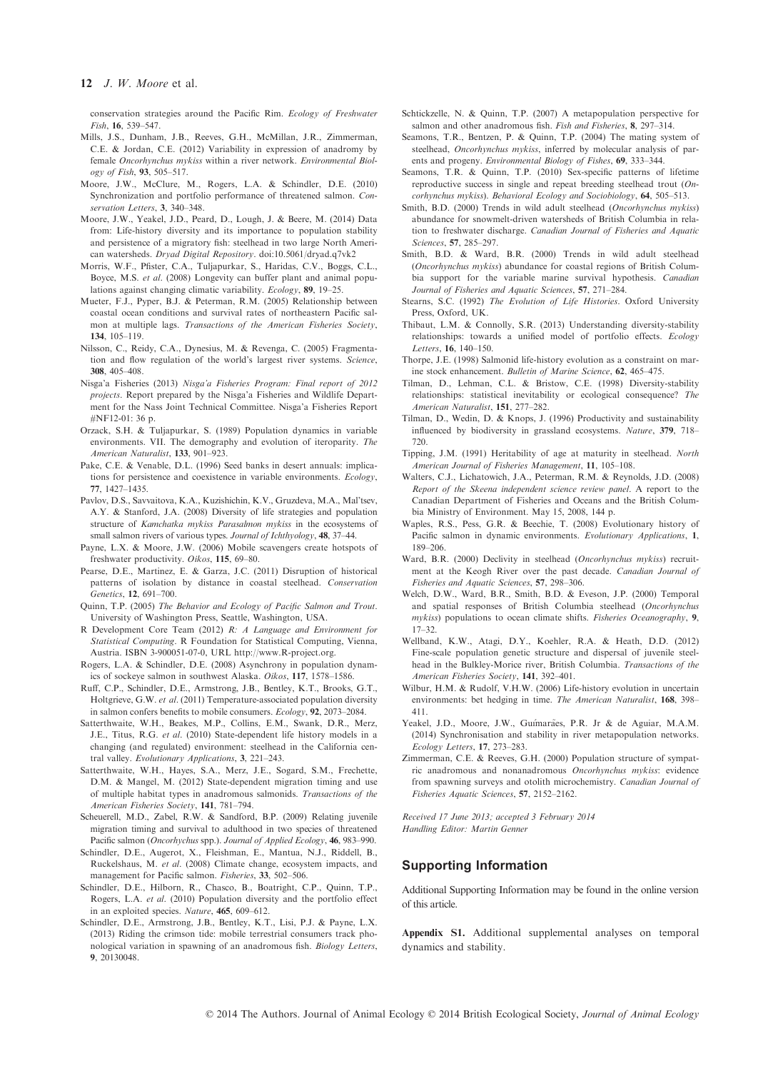conservation strategies around the Pacific Rim. *Ecology of Freshwater Fish*, **16**, 539–547.

Mills, J.S., Dunham, J.B., Reeves, G.H., McMillan, J.R., Zimmerman, C.E. & Jordan, C.E. (2012) Variability in expression of anadromy by female *Oncorhynchus mykiss* within a river network. *Environmental Biology of Fish*, **93**, 505–517.

Moore, J.W., McClure, M., Rogers, L.A. & Schindler, D.E. (2010) Synchronization and portfolio performance of threatened salmon. *Conservation Letters*, **3**, 340–348.

Moore, J.W., Yeakel, J.D., Peard, D., Lough, J. & Beere, M. (2014) Data from: Life-history diversity and its importance to population stability and persistence of a migratory fish: steelhead in two large North American watersheds. *Dryad Digital Repository*. doi:10.5061/dryad.q7vk2

Morris, W.F., Pfister, C.A., Tuljapurkar, S., Haridas, C.V., Boggs, C.L., Boyce, M.S. *et al*. (2008) Longevity can buffer plant and animal populations against changing climatic variability. *Ecology*, **89**, 19–25.

Mueter, F.J., Pyper, B.J. & Peterman, R.M. (2005) Relationship between coastal ocean conditions and survival rates of northeastern Pacific salmon at multiple lags. *Transactions of the American Fisheries Society*, **134**, 105–119.

Nilsson, C., Reidy, C.A., Dynesius, M. & Revenga, C. (2005) Fragmentation and flow regulation of the world's largest river systems. *Science*, **308**, 405–408.

Nisga'a Fisheries (2013) *Nisga'a Fisheries Program: Final report of 2012 projects*. Report prepared by the Nisga'a Fisheries and Wildlife Department for the Nass Joint Technical Committee. Nisga'a Fisheries Report #NF12-01: 36 p.

Orzack, S.H. & Tuljapurkar, S. (1989) Population dynamics in variable environments. VII. The demography and evolution of iteroparity. *The American Naturalist*, **133**, 901–923.

Pake, C.E. & Venable, D.L. (1996) Seed banks in desert annuals: implications for persistence and coexistence in variable environments. *Ecology*, **77**, 1427–1435.

Pavlov, D.S., Savvaitova, K.A., Kuzishchin, K.V., Gruzdeva, M.A., Mal'tsev, A.Y. & Stanford, J.A. (2008) Diversity of life strategies and population structure of *Kamchatka mykiss Parasalmon mykiss* in the ecosystems of small salmon rivers of various types. *Journal of Ichthyology*, **48**, 37–44.

Payne, L.X. & Moore, J.W. (2006) Mobile scavengers create hotspots of freshwater productivity. *Oikos*, **115**, 69–80.

Pearse, D.E., Martinez, E. & Garza, J.C. (2011) Disruption of historical patterns of isolation by distance in coastal steelhead. *Conservation Genetics*, **12**, 691–700.

Quinn, T.P. (2005) *The Behavior and Ecology of Pacific Salmon and Trout*. University of Washington Press, Seattle, Washington, USA.

R Development Core Team (2012) *R: A Language and Environment for Statistical Computing*. R Foundation for Statistical Computing, Vienna, Austria. ISBN 3-900051-07-0, URL http://www.R-project.org.

Rogers, L.A. & Schindler, D.E. (2008) Asynchrony in population dynamics of sockeye salmon in southwest Alaska. *Oikos*, **117**, 1578–1586.

Ruff, C.P., Schindler, D.E., Armstrong, J.B., Bentley, K.T., Brooks, G.T., Holtgrieve, G.W. *et al*. (2011) Temperature-associated population diversity in salmon confers benefits to mobile consumers. *Ecology*, **92**, 2073–2084.

Satterthwaite, W.H., Beakes, M.P., Collins, E.M., Swank, D.R., Merz, J.E., Titus, R.G. *et al*. (2010) State-dependent life history models in a changing (and regulated) environment: steelhead in the California central valley. *Evolutionary Applications*, **3**, 221–243.

Satterthwaite, W.H., Hayes, S.A., Merz, J.E., Sogard, S.M., Frechette, D.M. & Mangel, M. (2012) State-dependent migration timing and use of multiple habitat types in anadromous salmonids. *Transactions of the American Fisheries Society*, **141**, 781–794.

Scheuerell, M.D., Zabel, R.W. & Sandford, B.P. (2009) Relating juvenile migration timing and survival to adulthood in two species of threatened Pacific salmon (*Oncorhychus* spp.). *Journal of Applied Ecology*, **46**, 983–990.

Schindler, D.E., Augerot, X., Fleishman, E., Mantua, N.J., Riddell, B., Ruckelshaus, M. *et al*. (2008) Climate change, ecosystem impacts, and management for Pacific salmon. *Fisheries*, **33**, 502–506.

Schindler, D.E., Hilborn, R., Chasco, B., Boatright, C.P., Quinn, T.P., Rogers, L.A. *et al*. (2010) Population diversity and the portfolio effect in an exploited species. *Nature*, **465**, 609–612.

Schindler, D.E., Armstrong, J.B., Bentley, K.T., Lisi, P.J. & Payne, L.X. (2013) Riding the crimson tide: mobile terrestrial consumers track phonological variation in spawning of an anadromous fish. *Biology Letters*, **9**, 20130048.

Schtickzelle, N. & Quinn, T.P. (2007) A metapopulation perspective for salmon and other anadromous fish. *Fish and Fisheries*, **8**, 297–314.

Seamons, T.R., Bentzen, P. & Quinn, T.P. (2004) The mating system of steelhead, *Oncorhynchus mykiss*, inferred by molecular analysis of parents and progeny. *Environmental Biology of Fishes*, **69**, 333–344.

Seamons, T.R. & Quinn, T.P. (2010) Sex-specific patterns of lifetime reproductive success in single and repeat breeding steelhead trout (*Oncorhynchus mykiss*). *Behavioral Ecology and Sociobiology*, **64**, 505–513.

Smith, B.D. (2000) Trends in wild adult steelhead (*Oncorhynchus mykiss*) abundance for snowmelt-driven watersheds of British Columbia in relation to freshwater discharge. *Canadian Journal of Fisheries and Aquatic Sciences*, **57**, 285–297.

Smith, B.D. & Ward, B.R. (2000) Trends in wild adult steelhead (*Oncorhynchus mykiss*) abundance for coastal regions of British Columbia support for the variable marine survival hypothesis. *Canadian Journal of Fisheries and Aquatic Sciences*, **57**, 271–284.

Stearns, S.C. (1992) *The Evolution of Life Histories*. Oxford University Press, Oxford, UK.

Thibaut, L.M. & Connolly, S.R. (2013) Understanding diversity-stability relationships: towards a unified model of portfolio effects. *Ecology Letters*, **16**, 140–150.

Thorpe, J.E. (1998) Salmonid life-history evolution as a constraint on marine stock enhancement. *Bulletin of Marine Science*, **62**, 465–475.

Tilman, D., Lehman, C.L. & Bristow, C.E. (1998) Diversity-stability relationships: statistical inevitability or ecological consequence? *The American Naturalist*, **151**, 277–282.

Tilman, D., Wedin, D. & Knops, J. (1996) Productivity and sustainability influenced by biodiversity in grassland ecosystems. *Nature*, **379**, 718–720.

Tipping, J.M. (1991) Heritability of age at maturity in steelhead. *North American Journal of Fisheries Management*, **11**, 105–108.

Walters, C.J., Lichatowich, J.A., Peterman, R.M. & Reynolds, J.D. (2008) *Report of the Skeena independent science review panel*. A report to the Canadian Department of Fisheries and Oceans and the British Columbia Ministry of Environment. May 15, 2008, 144 p.

Waples, R.S., Pess, G.R. & Beechie, T. (2008) Evolutionary history of Pacific salmon in dynamic environments. *Evolutionary Applications*, **1**, 189–206.

Ward, B.R. (2000) Declivity in steelhead (*Oncorhynchus mykiss*) recruitment at the Keogh River over the past decade. *Canadian Journal of Fisheries and Aquatic Sciences*, **57**, 298–306.

Welch, D.W., Ward, B.R., Smith, B.D. & Eveson, J.P. (2000) Temporal and spatial responses of British Columbia steelhead (*Oncorhynchus mykiss*) populations to ocean climate shifts. *Fisheries Oceanography*, **9**, 17–32.

Wellband, K.W., Atagi, D.Y., Koehler, R.A. & Heath, D.D. (2012) Fine-scale population genetic structure and dispersal of juvenile steelhead in the Bulkley-Morice river, British Columbia. *Transactions of the American Fisheries Society*, **141**, 392–401.

Wilbur, H.M. & Rudolf, V.H.W. (2006) Life-history evolution in uncertain environments: bet hedging in time. *The American Naturalist*, **168**, 398–411.

Yeakel, J.D., Moore, J.W., Guimarães, P.R. Jr & de Aguiar, M.A.M. (2014) Synchronisation and stability in river metapopulation networks. *Ecology Letters*, **17**, 273–283.

Zimmerman, C.E. & Reeves, G.H. (2000) Population structure of sympatric anadromous and nonanadromous *Oncorhynchus mykiss*: evidence from spawning surveys and otolith microchemistry. *Canadian Journal of Fisheries Aquatic Sciences*, **57**, 2152–2162.

*Received 17 June 2013; accepted 3 February 2014*
*Handling Editor: Martin Genner*

## Supporting Information

Additional Supporting Information may be found in the online version of this article.

**Appendix S1.** Additional supplemental analyses on temporal dynamics and stability.